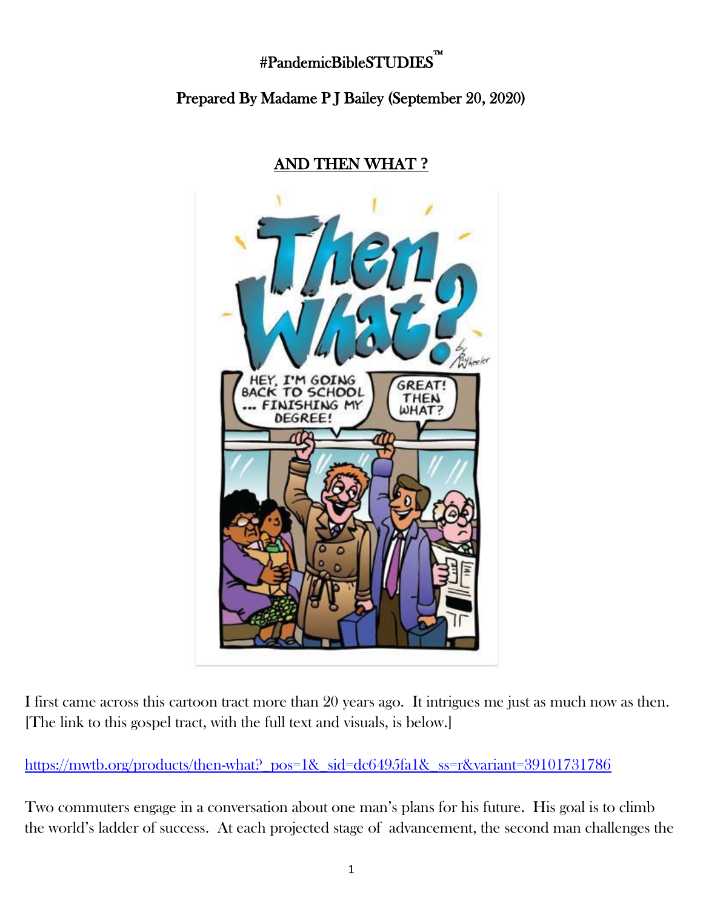#PandemicBibleSTUDIES™

Prepared By Madame P J Bailey (September 20, 2020)

## AND THEN WHAT ?

I first came across this cartoon tract more than 20 years ago. It intrigues me just as much now as then. [The link to this gospel tract, with the full text and visuals, is below.]

https://mwtb.org/products/then-what?_pos=1&_sid=dc6495fa1&_ss=r&variant=39101731786

Two commuters engage in a conversation about one man's plans for his future. His goal is to climb the world's ladder of success. At each projected stage of advancement, the second man challenges the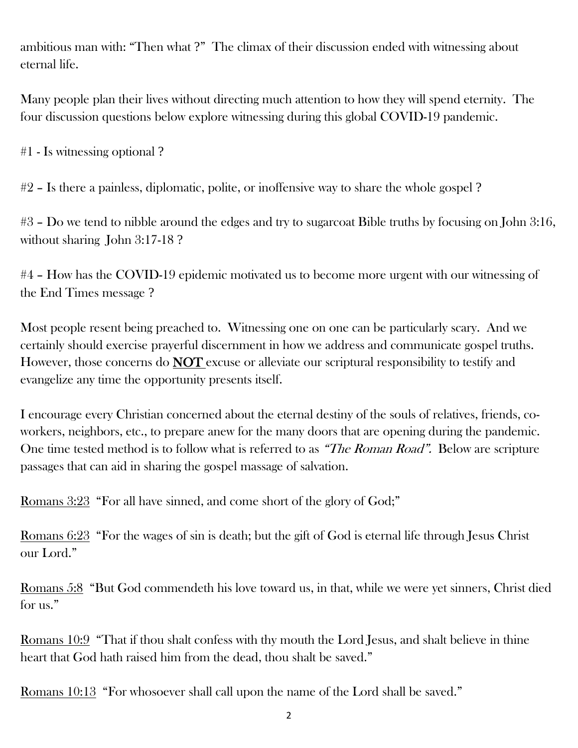ambitious man with: "Then what ?" The climax of their discussion ended with witnessing about eternal life.

Many people plan their lives without directing much attention to how they will spend eternity. The four discussion questions below explore witnessing during this global COVID-19 pandemic.

#1 - Is witnessing optional ?

#2 – Is there a painless, diplomatic, polite, or inoffensive way to share the whole gospel ?

#3 – Do we tend to nibble around the edges and try to sugarcoat Bible truths by focusing on John 3:16, without sharing John 3:17-18 ?

#4 – How has the COVID-19 epidemic motivated us to become more urgent with our witnessing of the End Times message ?

Most people resent being preached to. Witnessing one on one can be particularly scary. And we certainly should exercise prayerful discernment in how we address and communicate gospel truths. However, those concerns do <u>**NOT**</u> excuse or alleviate our scriptural responsibility to testify and evangelize any time the opportunity presents itself.

I encourage every Christian concerned about the eternal destiny of the souls of relatives, friends, co-workers, neighbors, etc., to prepare anew for the many doors that are opening during the pandemic. One time tested method is to follow what is referred to as *"The Roman Road".* Below are scripture passages that can aid in sharing the gospel massage of salvation.

<u>Romans 3:23</u> "For all have sinned, and come short of the glory of God;"

<u>Romans 6:23</u> "For the wages of sin is death; but the gift of God is eternal life through Jesus Christ our Lord."

<u>Romans 5:8</u> "But God commendeth his love toward us, in that, while we were yet sinners, Christ died for us."

<u>Romans 10:9</u> "That if thou shalt confess with thy mouth the Lord Jesus, and shalt believe in thine heart that God hath raised him from the dead, thou shalt be saved."

<u>Romans 10:13</u> "For whosoever shall call upon the name of the Lord shall be saved."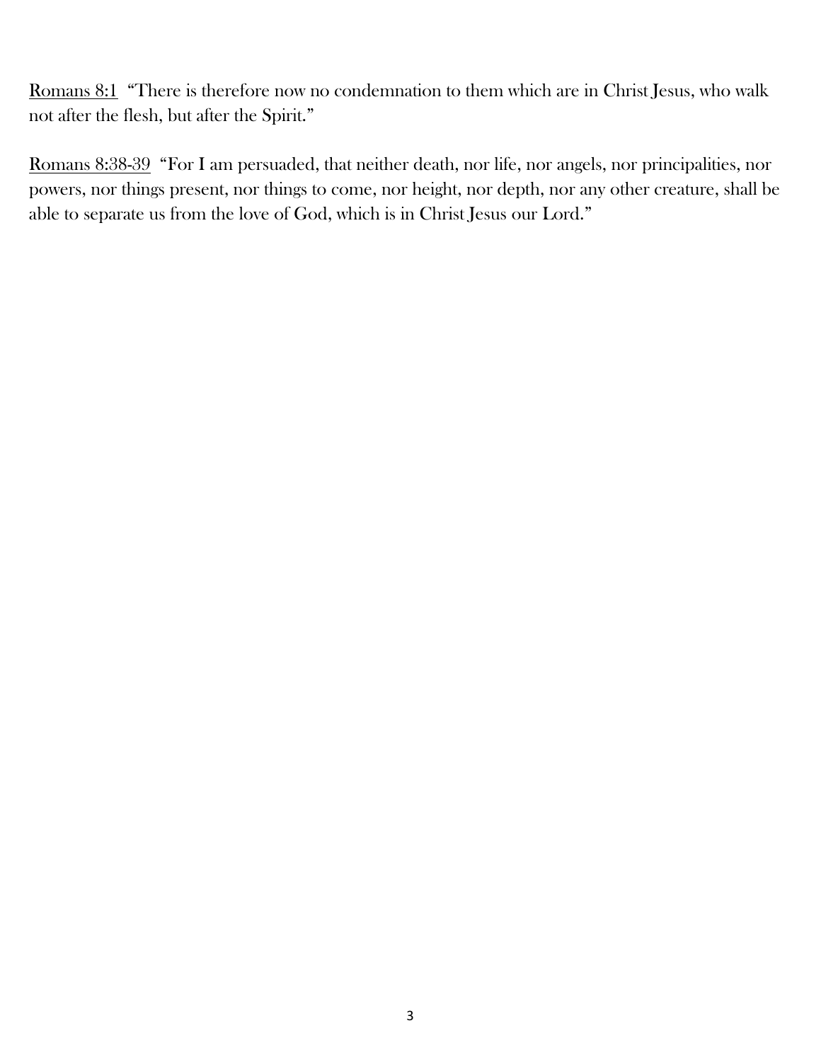<u>Romans 8:1</u> "There is therefore now no condemnation to them which are in Christ Jesus, who walk not after the flesh, but after the Spirit."

<u>Romans 8:38-39</u> "For I am persuaded, that neither death, nor life, nor angels, nor principalities, nor powers, nor things present, nor things to come, nor height, nor depth, nor any other creature, shall be able to separate us from the love of God, which is in Christ Jesus our Lord."